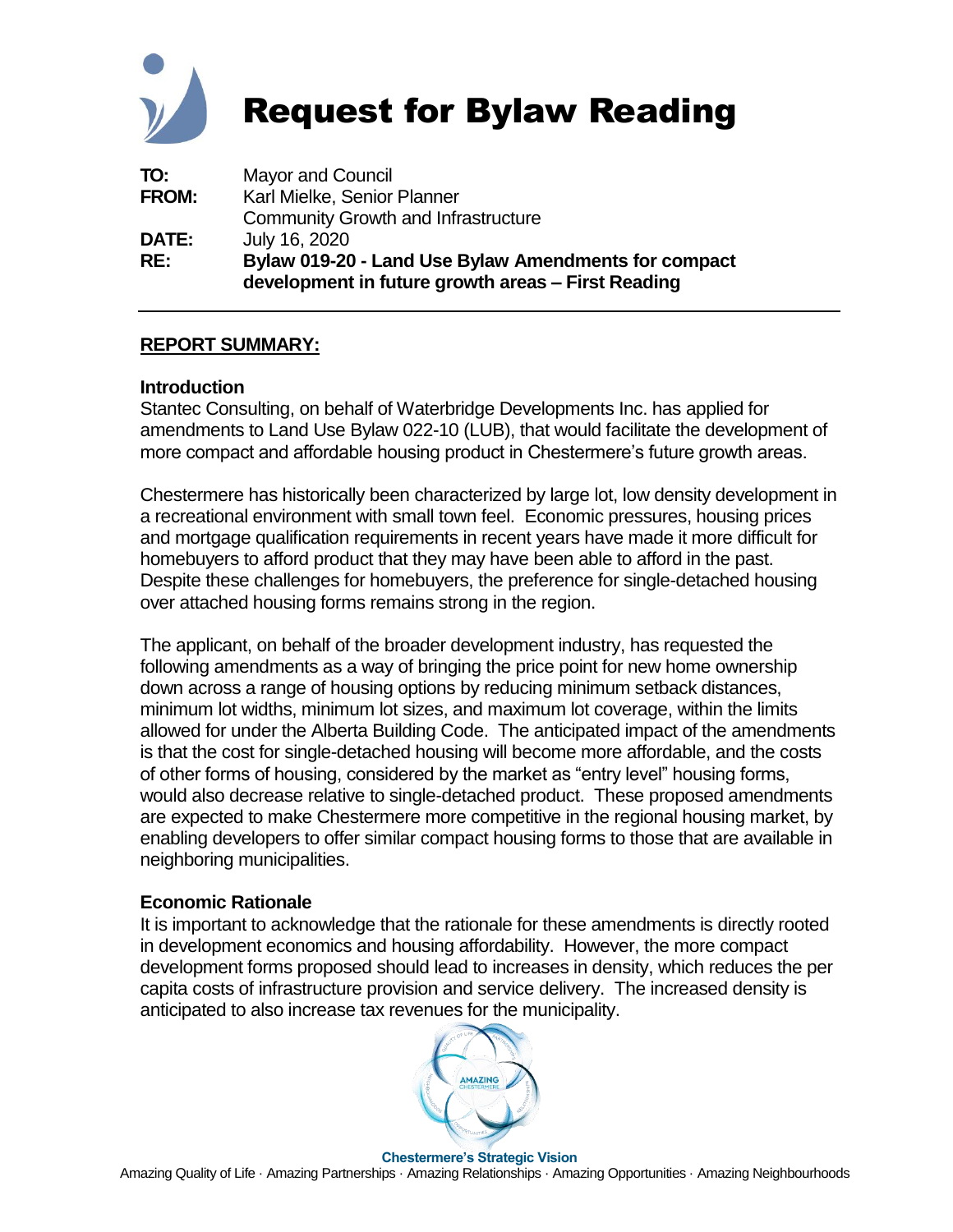# Request for Bylaw Reading

**TO:** Mayor and Council
**FROM:** Karl Mielke, Senior Planner
Community Growth and Infrastructure
**DATE:** July 16, 2020
**RE:** **Bylaw 019-20 - Land Use Bylaw Amendments for compact development in future growth areas – First Reading**

## REPORT SUMMARY:

### Introduction

Stantec Consulting, on behalf of Waterbridge Developments Inc. has applied for amendments to Land Use Bylaw 022-10 (LUB), that would facilitate the development of more compact and affordable housing product in Chestermere's future growth areas.

Chestermere has historically been characterized by large lot, low density development in a recreational environment with small town feel. Economic pressures, housing prices and mortgage qualification requirements in recent years have made it more difficult for homebuyers to afford product that they may have been able to afford in the past. Despite these challenges for homebuyers, the preference for single-detached housing over attached housing forms remains strong in the region.

The applicant, on behalf of the broader development industry, has requested the following amendments as a way of bringing the price point for new home ownership down across a range of housing options by reducing minimum setback distances, minimum lot widths, minimum lot sizes, and maximum lot coverage, within the limits allowed for under the Alberta Building Code. The anticipated impact of the amendments is that the cost for single-detached housing will become more affordable, and the costs of other forms of housing, considered by the market as "entry level" housing forms, would also decrease relative to single-detached product. These proposed amendments are expected to make Chestermere more competitive in the regional housing market, by enabling developers to offer similar compact housing forms to those that are available in neighboring municipalities.

### Economic Rationale

It is important to acknowledge that the rationale for these amendments is directly rooted in development economics and housing affordability. However, the more compact development forms proposed should lead to increases in density, which reduces the per capita costs of infrastructure provision and service delivery. The increased density is anticipated to also increase tax revenues for the municipality.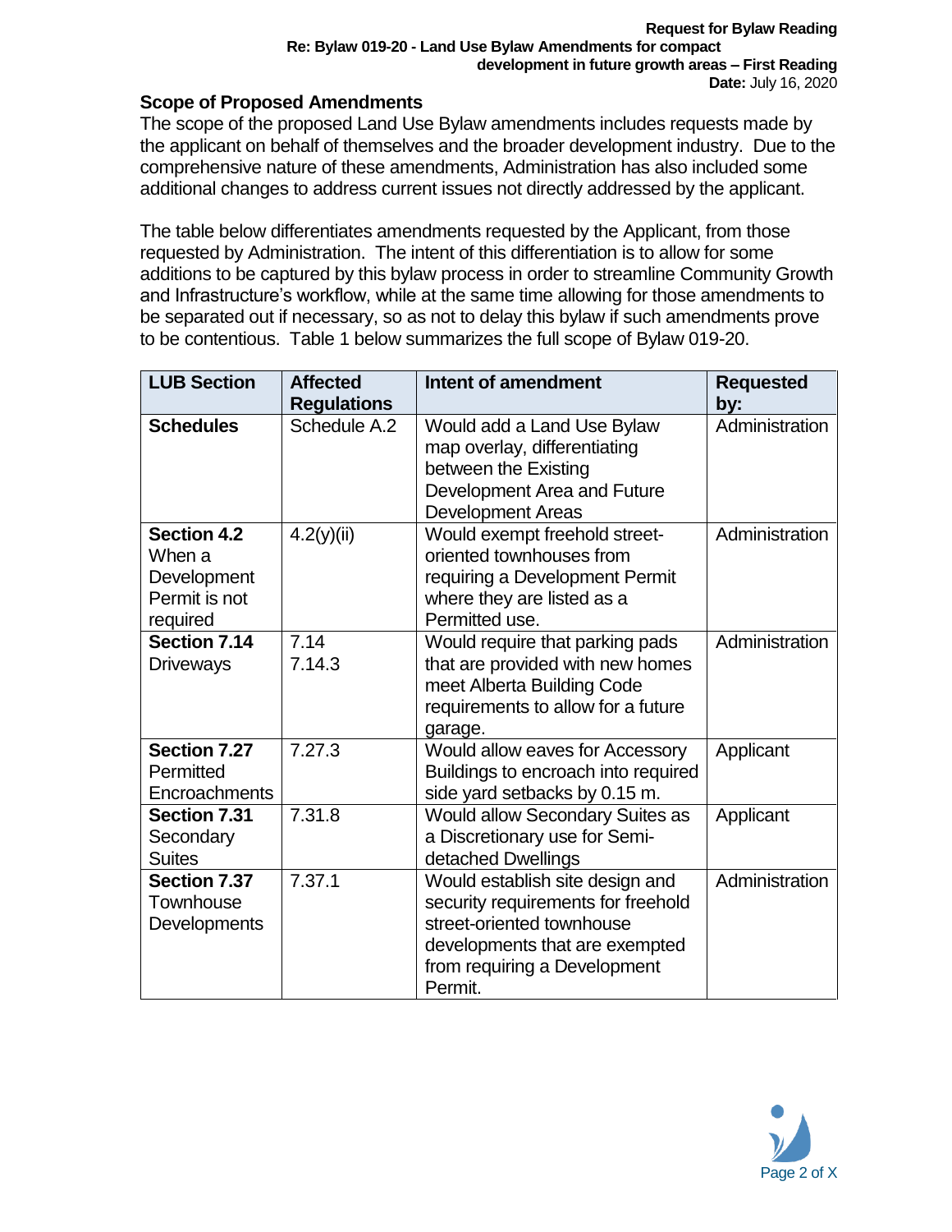## Scope of Proposed Amendments

The scope of the proposed Land Use Bylaw amendments includes requests made by the applicant on behalf of themselves and the broader development industry. Due to the comprehensive nature of these amendments, Administration has also included some additional changes to address current issues not directly addressed by the applicant.

The table below differentiates amendments requested by the Applicant, from those requested by Administration. The intent of this differentiation is to allow for some additions to be captured by this bylaw process in order to streamline Community Growth and Infrastructure's workflow, while at the same time allowing for those amendments to be separated out if necessary, so as not to delay this bylaw if such amendments prove to be contentious. Table 1 below summarizes the full scope of Bylaw 019-20.

| LUB Section | Affected Regulations | Intent of amendment | Requested by: |
|---|---|---|---|
| **Schedules** | Schedule A.2 | Would add a Land Use Bylaw map overlay, differentiating between the Existing Development Area and Future Development Areas | Administration |
| **Section 4.2** When a Development Permit is not required | 4.2(y)(ii) | Would exempt freehold street-oriented townhouses from requiring a Development Permit where they are listed as a Permitted use. | Administration |
| **Section 7.14** Driveways | 7.14<br>7.14.3 | Would require that parking pads that are provided with new homes meet Alberta Building Code requirements to allow for a future garage. | Administration |
| **Section 7.27** Permitted Encroachments | 7.27.3 | Would allow eaves for Accessory Buildings to encroach into required side yard setbacks by 0.15 m. | Applicant |
| **Section 7.31** Secondary Suites | 7.31.8 | Would allow Secondary Suites as a Discretionary use for Semi-detached Dwellings | Applicant |
| **Section 7.37** Townhouse Developments | 7.37.1 | Would establish site design and security requirements for freehold street-oriented townhouse developments that are exempted from requiring a Development Permit. | Administration |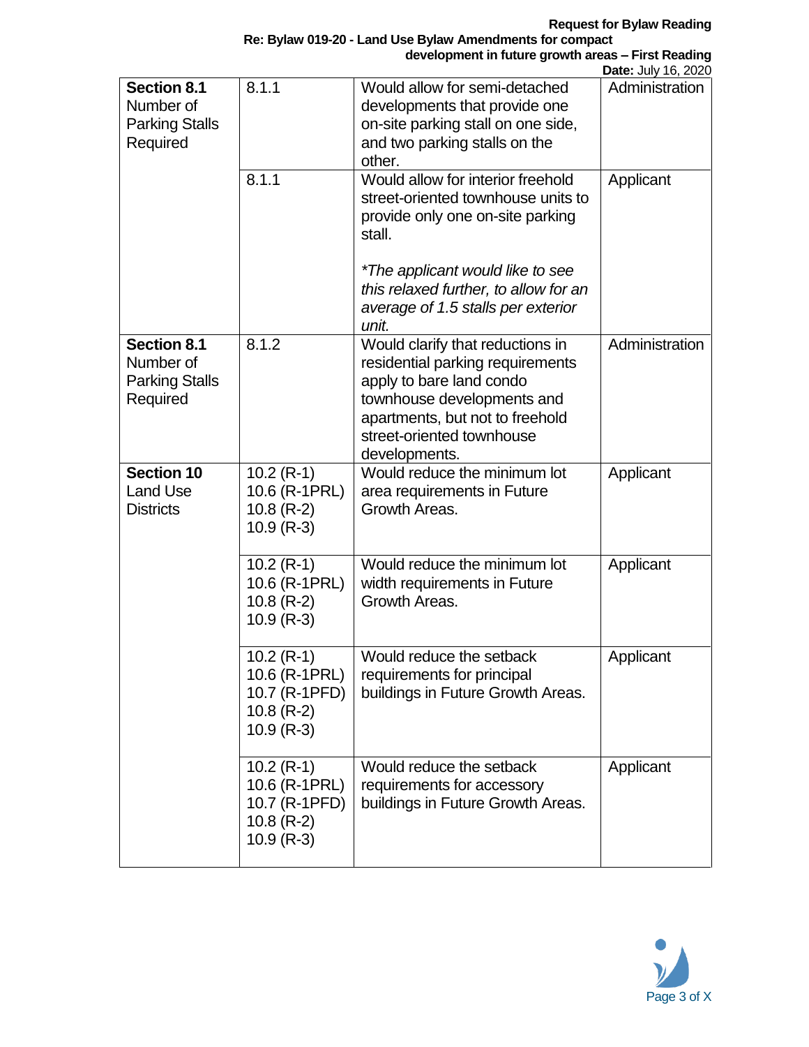| **Section 8.1** Number of Parking Stalls Required | 8.1.1 | Would allow for semi-detached developments that provide one on-site parking stall on one side, and two parking stalls on the other. | Administration |
|---|---|---|---|
| | 8.1.1 | Would allow for interior freehold street-oriented townhouse units to provide only one on-site parking stall.<br><br>*\*The applicant would like to see this relaxed further, to allow for an average of 1.5 stalls per exterior unit.* | Applicant |
| **Section 8.1** Number of Parking Stalls Required | 8.1.2 | Would clarify that reductions in residential parking requirements apply to bare land condo townhouse developments and apartments, but not to freehold street-oriented townhouse developments. | Administration |
| **Section 10** Land Use Districts | 10.2 (R-1)<br>10.6 (R-1PRL)<br>10.8 (R-2)<br>10.9 (R-3) | Would reduce the minimum lot area requirements in Future Growth Areas. | Applicant |
| | 10.2 (R-1)<br>10.6 (R-1PRL)<br>10.8 (R-2)<br>10.9 (R-3) | Would reduce the minimum lot width requirements in Future Growth Areas. | Applicant |
| | 10.2 (R-1)<br>10.6 (R-1PRL)<br>10.7 (R-1PFD)<br>10.8 (R-2)<br>10.9 (R-3) | Would reduce the setback requirements for principal buildings in Future Growth Areas. | Applicant |
| | 10.2 (R-1)<br>10.6 (R-1PRL)<br>10.7 (R-1PFD)<br>10.8 (R-2)<br>10.9 (R-3) | Would reduce the setback requirements for accessory buildings in Future Growth Areas. | Applicant |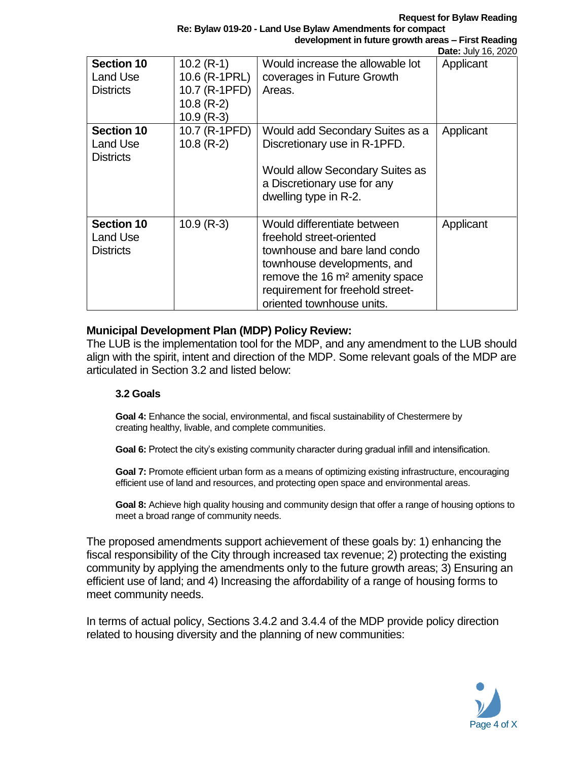| Section 10 Land Use Districts | 10.2 (R-1) 10.6 (R-1PRL) 10.7 (R-1PFD) 10.8 (R-2) 10.9 (R-3) | Would increase the allowable lot coverages in Future Growth Areas. | Applicant |
|---|---|---|---|
| **Section 10** Land Use Districts | 10.7 (R-1PFD) 10.8 (R-2) | Would add Secondary Suites as a Discretionary use in R-1PFD. Would allow Secondary Suites as a Discretionary use for any dwelling type in R-2. | Applicant |
| **Section 10** Land Use Districts | 10.9 (R-3) | Would differentiate between freehold street-oriented townhouse and bare land condo townhouse developments, and remove the 16 m² amenity space requirement for freehold street-oriented townhouse units. | Applicant |

## Municipal Development Plan (MDP) Policy Review:

The LUB is the implementation tool for the MDP, and any amendment to the LUB should align with the spirit, intent and direction of the MDP. Some relevant goals of the MDP are articulated in Section 3.2 and listed below:

### 3.2 Goals

**Goal 4:** Enhance the social, environmental, and fiscal sustainability of Chestermere by creating healthy, livable, and complete communities.

**Goal 6:** Protect the city's existing community character during gradual infill and intensification.

**Goal 7:** Promote efficient urban form as a means of optimizing existing infrastructure, encouraging efficient use of land and resources, and protecting open space and environmental areas.

**Goal 8:** Achieve high quality housing and community design that offer a range of housing options to meet a broad range of community needs.

The proposed amendments support achievement of these goals by: 1) enhancing the fiscal responsibility of the City through increased tax revenue; 2) protecting the existing community by applying the amendments only to the future growth areas; 3) Ensuring an efficient use of land; and 4) Increasing the affordability of a range of housing forms to meet community needs.

In terms of actual policy, Sections 3.4.2 and 3.4.4 of the MDP provide policy direction related to housing diversity and the planning of new communities: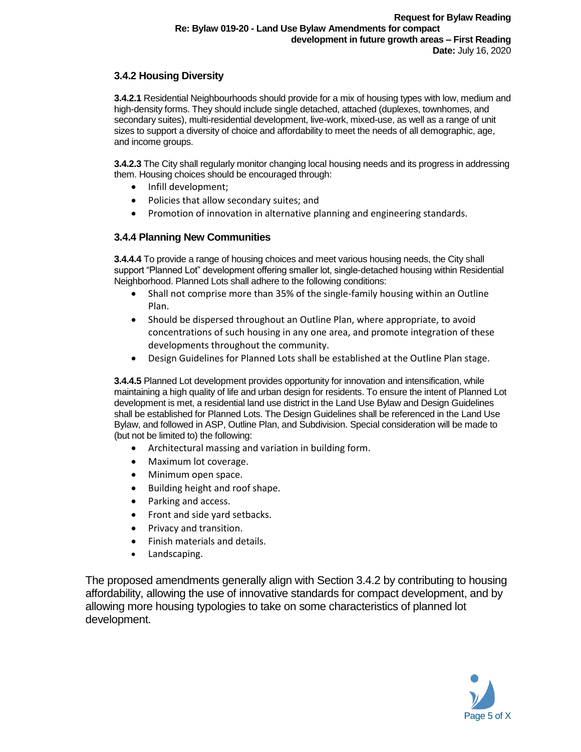### 3.4.2 Housing Diversity

**3.4.2.1** Residential Neighbourhoods should provide for a mix of housing types with low, medium and high-density forms. They should include single detached, attached (duplexes, townhomes, and secondary suites), multi-residential development, live-work, mixed-use, as well as a range of unit sizes to support a diversity of choice and affordability to meet the needs of all demographic, age, and income groups.

**3.4.2.3** The City shall regularly monitor changing local housing needs and its progress in addressing them. Housing choices should be encouraged through:

- Infill development;
- Policies that allow secondary suites; and
- Promotion of innovation in alternative planning and engineering standards.

### 3.4.4 Planning New Communities

**3.4.4.4** To provide a range of housing choices and meet various housing needs, the City shall support "Planned Lot" development offering smaller lot, single-detached housing within Residential Neighborhood. Planned Lots shall adhere to the following conditions:

- Shall not comprise more than 35% of the single-family housing within an Outline Plan.
- Should be dispersed throughout an Outline Plan, where appropriate, to avoid concentrations of such housing in any one area, and promote integration of these developments throughout the community.
- Design Guidelines for Planned Lots shall be established at the Outline Plan stage.

**3.4.4.5** Planned Lot development provides opportunity for innovation and intensification, while maintaining a high quality of life and urban design for residents. To ensure the intent of Planned Lot development is met, a residential land use district in the Land Use Bylaw and Design Guidelines shall be established for Planned Lots. The Design Guidelines shall be referenced in the Land Use Bylaw, and followed in ASP, Outline Plan, and Subdivision. Special consideration will be made to (but not be limited to) the following:

- Architectural massing and variation in building form.
- Maximum lot coverage.
- Minimum open space.
- Building height and roof shape.
- Parking and access.
- Front and side yard setbacks.
- Privacy and transition.
- Finish materials and details.
- Landscaping.

The proposed amendments generally align with Section 3.4.2 by contributing to housing affordability, allowing the use of innovative standards for compact development, and by allowing more housing typologies to take on some characteristics of planned lot development.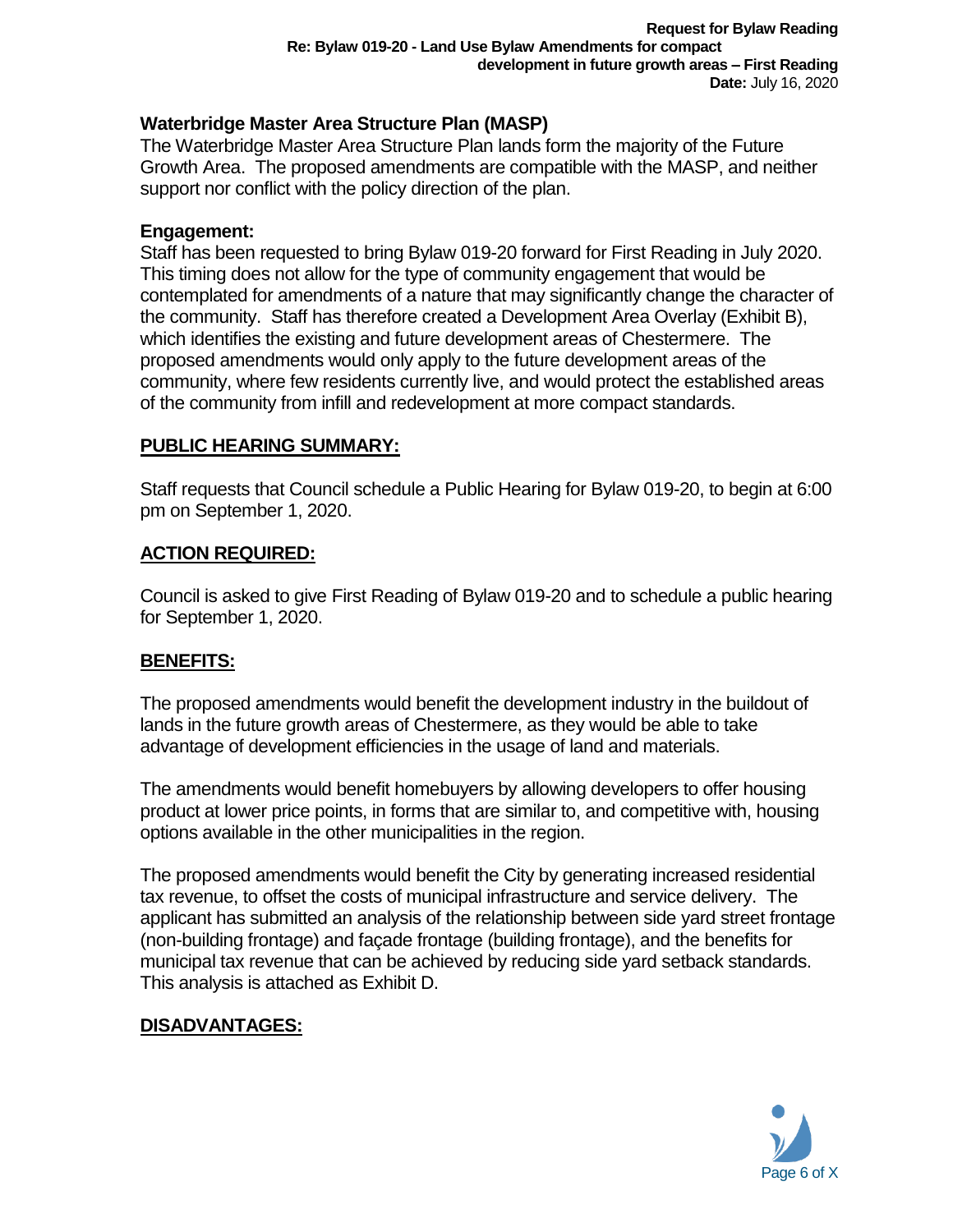### Waterbridge Master Area Structure Plan (MASP)

The Waterbridge Master Area Structure Plan lands form the majority of the Future Growth Area. The proposed amendments are compatible with the MASP, and neither support nor conflict with the policy direction of the plan.

### Engagement:

Staff has been requested to bring Bylaw 019-20 forward for First Reading in July 2020. This timing does not allow for the type of community engagement that would be contemplated for amendments of a nature that may significantly change the character of the community. Staff has therefore created a Development Area Overlay (Exhibit B), which identifies the existing and future development areas of Chestermere. The proposed amendments would only apply to the future development areas of the community, where few residents currently live, and would protect the established areas of the community from infill and redevelopment at more compact standards.

## PUBLIC HEARING SUMMARY:

Staff requests that Council schedule a Public Hearing for Bylaw 019-20, to begin at 6:00 pm on September 1, 2020.

## ACTION REQUIRED:

Council is asked to give First Reading of Bylaw 019-20 and to schedule a public hearing for September 1, 2020.

## BENEFITS:

The proposed amendments would benefit the development industry in the buildout of lands in the future growth areas of Chestermere, as they would be able to take advantage of development efficiencies in the usage of land and materials.

The amendments would benefit homebuyers by allowing developers to offer housing product at lower price points, in forms that are similar to, and competitive with, housing options available in the other municipalities in the region.

The proposed amendments would benefit the City by generating increased residential tax revenue, to offset the costs of municipal infrastructure and service delivery. The applicant has submitted an analysis of the relationship between side yard street frontage (non-building frontage) and façade frontage (building frontage), and the benefits for municipal tax revenue that can be achieved by reducing side yard setback standards. This analysis is attached as Exhibit D.

## DISADVANTAGES: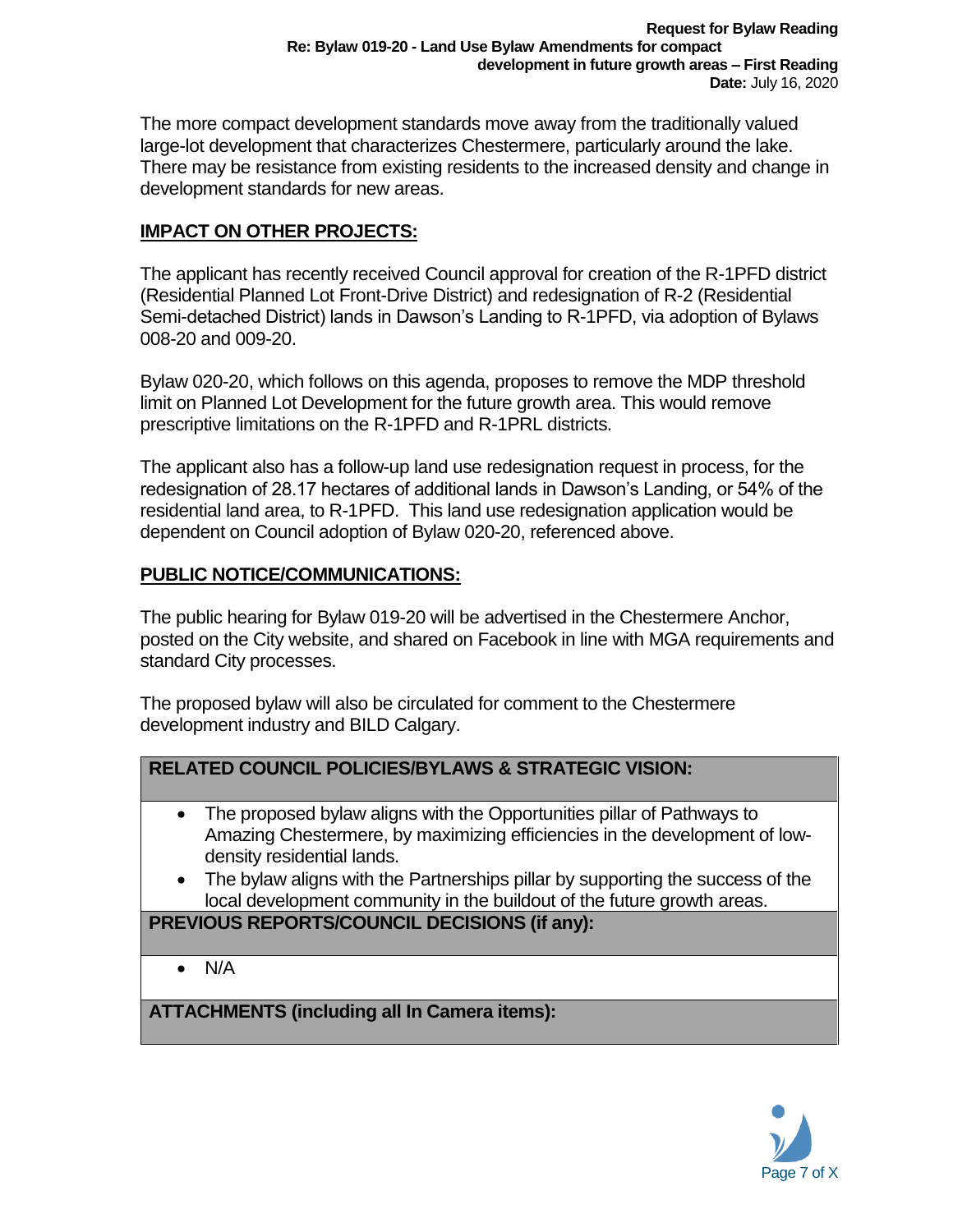The more compact development standards move away from the traditionally valued large-lot development that characterizes Chestermere, particularly around the lake. There may be resistance from existing residents to the increased density and change in development standards for new areas.

## IMPACT ON OTHER PROJECTS:

The applicant has recently received Council approval for creation of the R-1PFD district (Residential Planned Lot Front-Drive District) and redesignation of R-2 (Residential Semi-detached District) lands in Dawson's Landing to R-1PFD, via adoption of Bylaws 008-20 and 009-20.

Bylaw 020-20, which follows on this agenda, proposes to remove the MDP threshold limit on Planned Lot Development for the future growth area. This would remove prescriptive limitations on the R-1PFD and R-1PRL districts.

The applicant also has a follow-up land use redesignation request in process, for the redesignation of 28.17 hectares of additional lands in Dawson's Landing, or 54% of the residential land area, to R-1PFD. This land use redesignation application would be dependent on Council adoption of Bylaw 020-20, referenced above.

## PUBLIC NOTICE/COMMUNICATIONS:

The public hearing for Bylaw 019-20 will be advertised in the Chestermere Anchor, posted on the City website, and shared on Facebook in line with MGA requirements and standard City processes.

The proposed bylaw will also be circulated for comment to the Chestermere development industry and BILD Calgary.

## RELATED COUNCIL POLICIES/BYLAWS & STRATEGIC VISION:

- The proposed bylaw aligns with the Opportunities pillar of Pathways to Amazing Chestermere, by maximizing efficiencies in the development of low-density residential lands.
- The bylaw aligns with the Partnerships pillar by supporting the success of the local development community in the buildout of the future growth areas.

## PREVIOUS REPORTS/COUNCIL DECISIONS (if any):

- N/A

## ATTACHMENTS (including all In Camera items):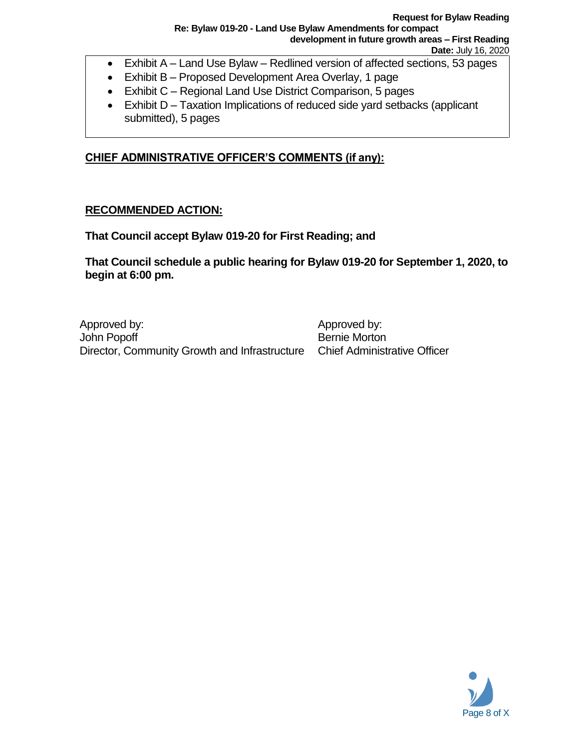- Exhibit A – Land Use Bylaw – Redlined version of affected sections, 53 pages
- Exhibit B – Proposed Development Area Overlay, 1 page
- Exhibit C – Regional Land Use District Comparison, 5 pages
- Exhibit D – Taxation Implications of reduced side yard setbacks (applicant submitted), 5 pages

## CHIEF ADMINISTRATIVE OFFICER'S COMMENTS (if any):

## RECOMMENDED ACTION:

**That Council accept Bylaw 019-20 for First Reading; and**

**That Council schedule a public hearing for Bylaw 019-20 for September 1, 2020, to begin at 6:00 pm.**

Approved by:
John Popoff
Director, Community Growth and Infrastructure

Approved by:
Bernie Morton
Chief Administrative Officer